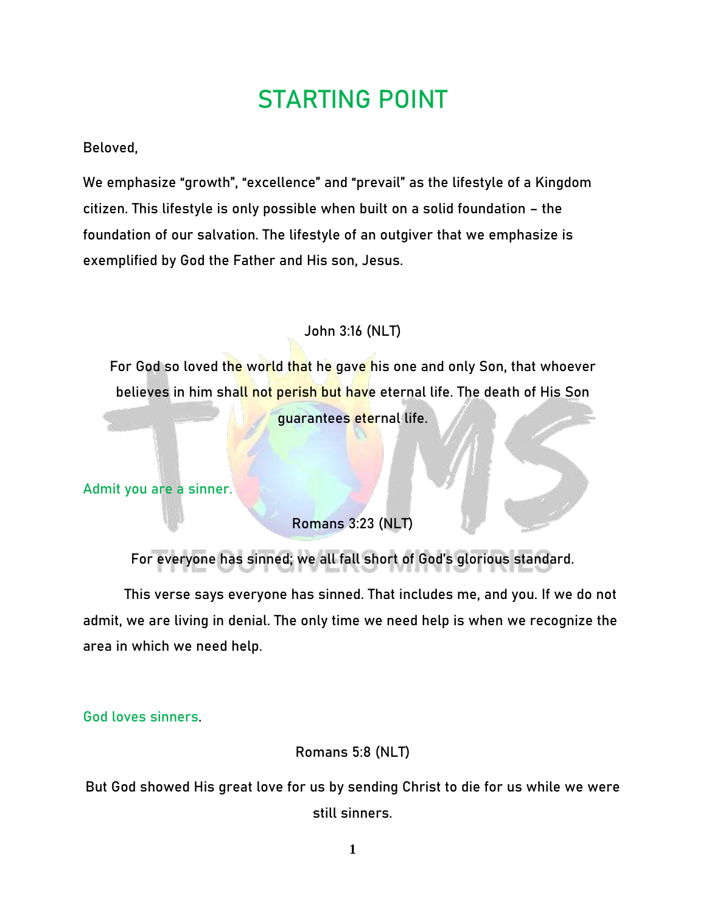# STARTING POINT

Beloved,

We emphasize "growth", "excellence" and "prevail" as the lifestyle of a Kingdom citizen. This lifestyle is only possible when built on a solid foundation – the foundation of our salvation. The lifestyle of an outgiver that we emphasize is exemplified by God the Father and His son, Jesus.

John 3:16 (NLT)

For God so loved the world that he gave his one and only Son, that whoever believes in him shall not perish but have eternal life. The death of His Son guarantees eternal life.

Admit you are a sinner.

Romans 3:23 (NLT)

For everyone has sinned; we all fall short of God's glorious standard.

This verse says everyone has sinned. That includes me, and you. If we do not admit, we are living in denial. The only time we need help is when we recognize the area in which we need help.

God loves sinners.

Romans 5:8 (NLT)

But God showed His great love for us by sending Christ to die for us while we were still sinners.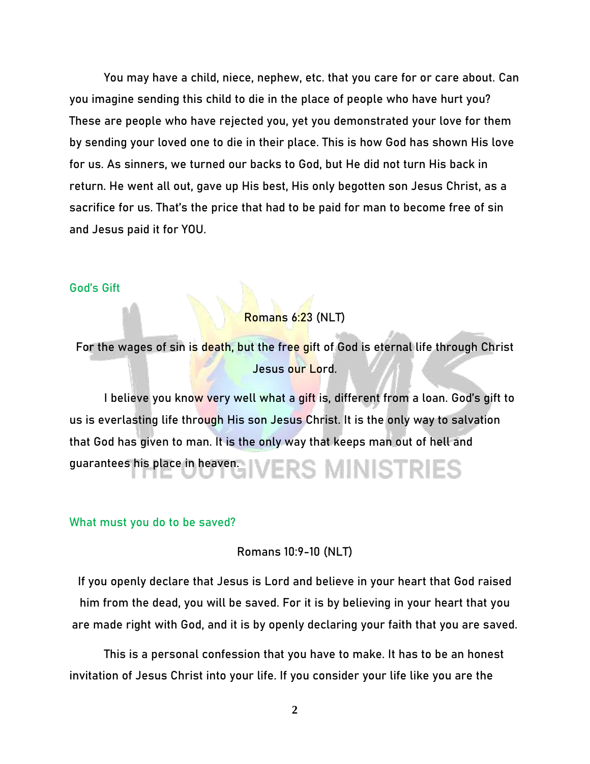You may have a child, niece, nephew, etc. that you care for or care about. Can you imagine sending this child to die in the place of people who have hurt you? These are people who have rejected you, yet you demonstrated your love for them by sending your loved one to die in their place. This is how God has shown His love for us. As sinners, we turned our backs to God, but He did not turn His back in return. He went all out, gave up His best, His only begotten son Jesus Christ, as a sacrifice for us. That's the price that had to be paid for man to become free of sin and Jesus paid it for YOU.

## God's Gift

Romans 6:23 (NLT)

For the wages of sin is death, but the free gift of God is eternal life through Christ Jesus our Lord.

I believe you know very well what a gift is, different from a loan. God's gift to us is everlasting life through His son Jesus Christ. It is the only way to salvation that God has given to man. It is the only way that keeps man out of hell and guarantees his place in heaven.

## What must you do to be saved?

Romans 10:9-10 (NLT)

If you openly declare that Jesus is Lord and believe in your heart that God raised him from the dead, you will be saved. For it is by believing in your heart that you are made right with God, and it is by openly declaring your faith that you are saved.

This is a personal confession that you have to make. It has to be an honest invitation of Jesus Christ into your life. If you consider your life like you are the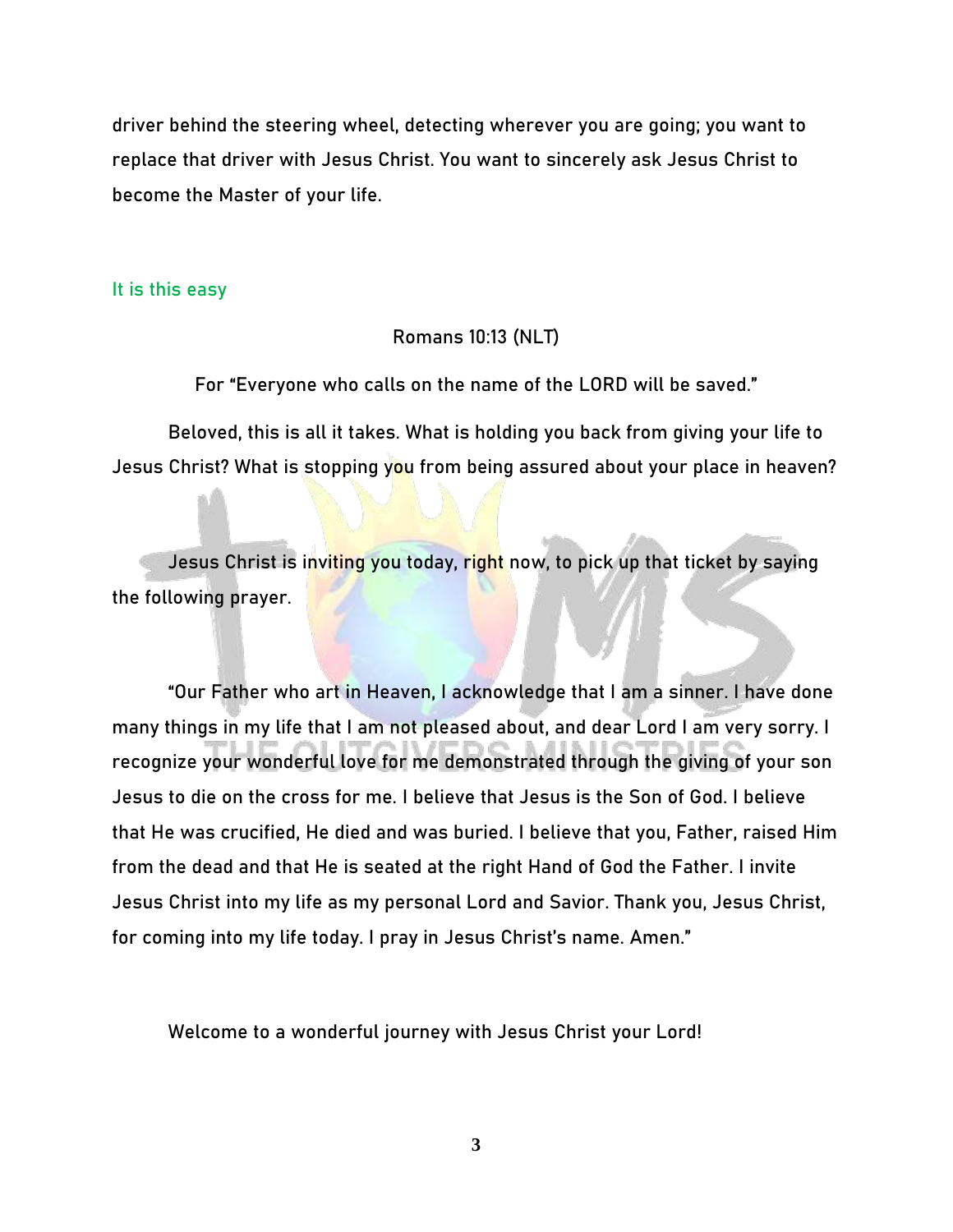driver behind the steering wheel, detecting wherever you are going; you want to replace that driver with Jesus Christ. You want to sincerely ask Jesus Christ to become the Master of your life.

## It is this easy

Romans 10:13 (NLT)

For "Everyone who calls on the name of the LORD will be saved."

Beloved, this is all it takes. What is holding you back from giving your life to Jesus Christ? What is stopping you from being assured about your place in heaven?

Jesus Christ is inviting you today, right now, to pick up that ticket by saying the following prayer.

"Our Father who art in Heaven, I acknowledge that I am a sinner. I have done many things in my life that I am not pleased about, and dear Lord I am very sorry. I recognize your wonderful love for me demonstrated through the giving of your son Jesus to die on the cross for me. I believe that Jesus is the Son of God. I believe that He was crucified, He died and was buried. I believe that you, Father, raised Him from the dead and that He is seated at the right Hand of God the Father. I invite Jesus Christ into my life as my personal Lord and Savior. Thank you, Jesus Christ, for coming into my life today. I pray in Jesus Christ's name. Amen."

Welcome to a wonderful journey with Jesus Christ your Lord!